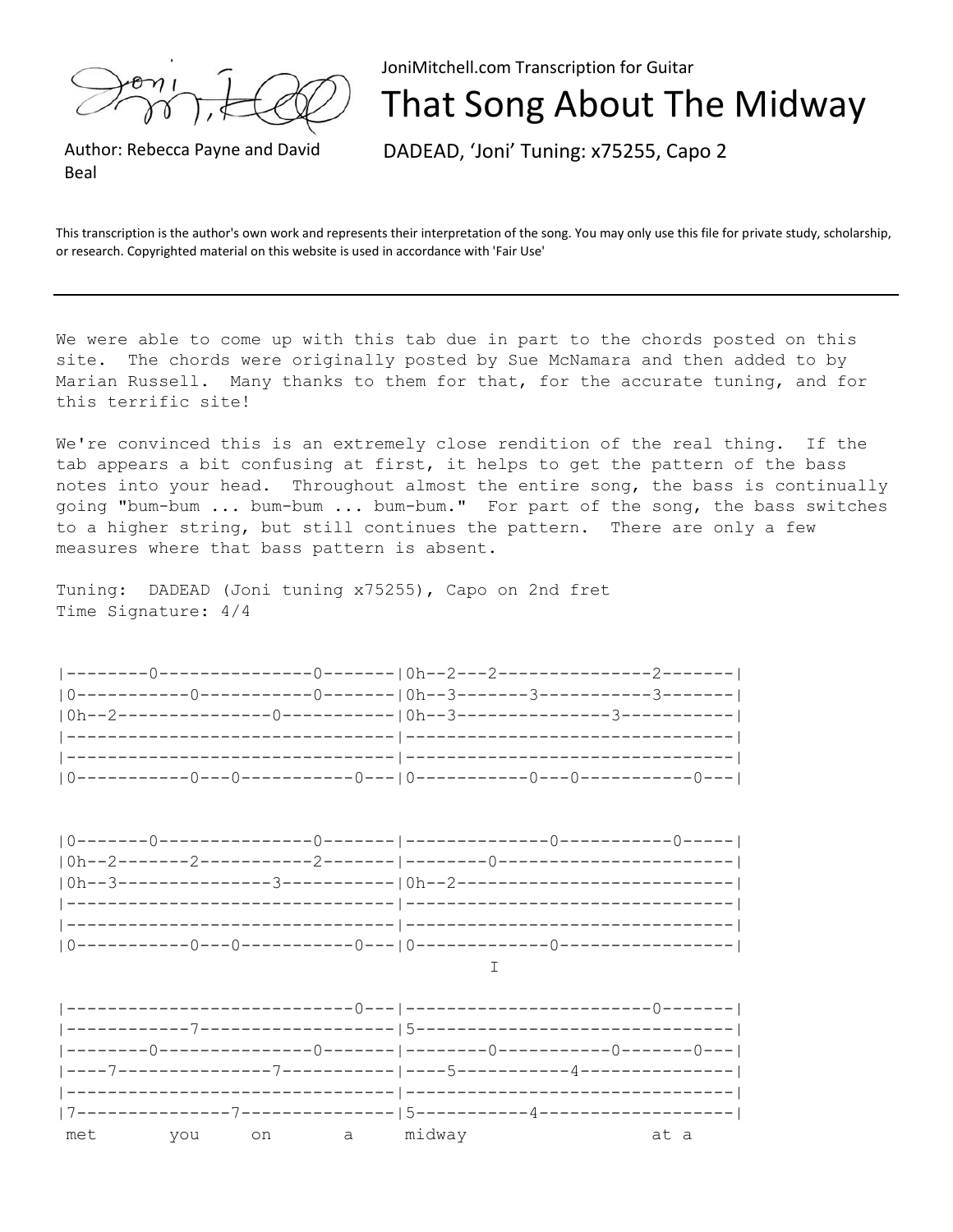JoniMitchell.com Transcription for Guitar

# That Song About The Midway

Author: Rebecca Payne and David Beal

DADEAD, 'Joni' Tuning: x75255, Capo 2

This transcription is the author's own work and represents their interpretation of the song. You may only use this file for private study, scholarship, or research. Copyrighted material on this website is used in accordance with 'Fair Use'

---

We were able to come up with this tab due in part to the chords posted on this site. The chords were originally posted by Sue McNamara and then added to by Marian Russell. Many thanks to them for that, for the accurate tuning, and for this terrific site!

We're convinced this is an extremely close rendition of the real thing. If the tab appears a bit confusing at first, it helps to get the pattern of the bass notes into your head. Throughout almost the entire song, the bass is continually going "bum-bum ... bum-bum ... bum-bum." For part of the song, the bass switches to a higher string, but still continues the pattern. There are only a few measures where that bass pattern is absent.

Tuning: DADEAD (Joni tuning x75255), Capo on 2nd fret
Time Signature: 4/4

```
|--------0---------------0-------|0h--2---2---------------2-------|
|0-----------0-----------0-------|0h--3-------3-----------3-------|
|0h--2---------------0-----------|0h--3---------------3-----------|
|--------------------------------|--------------------------------|
|--------------------------------|--------------------------------|
|0-----------0---0-----------0---|0-----------0---0-----------0---|


|0-------0---------------0-------|--------------0-----------0-----|
|0h--2-------2-----------2-------|--------0-----------------------|
|0h--3---------------3-----------|0h--2---------------------------|
|--------------------------------|--------------------------------|
|--------------------------------|--------------------------------|
|0-----------0---0-----------0---|0-------------0-----------------|
                                                  I

|----------------------------0---|------------------------0-------|
|------------7-------------------|5-------------------------------|
|--------0---------------0-------|--------0-----------0-------0---|
|----7---------------7-----------|----5-----------4---------------|
|--------------------------------|--------------------------------|
|7---------------7---------------|5-----------4-------------------|
 met        you     on       a     midway                  at a
```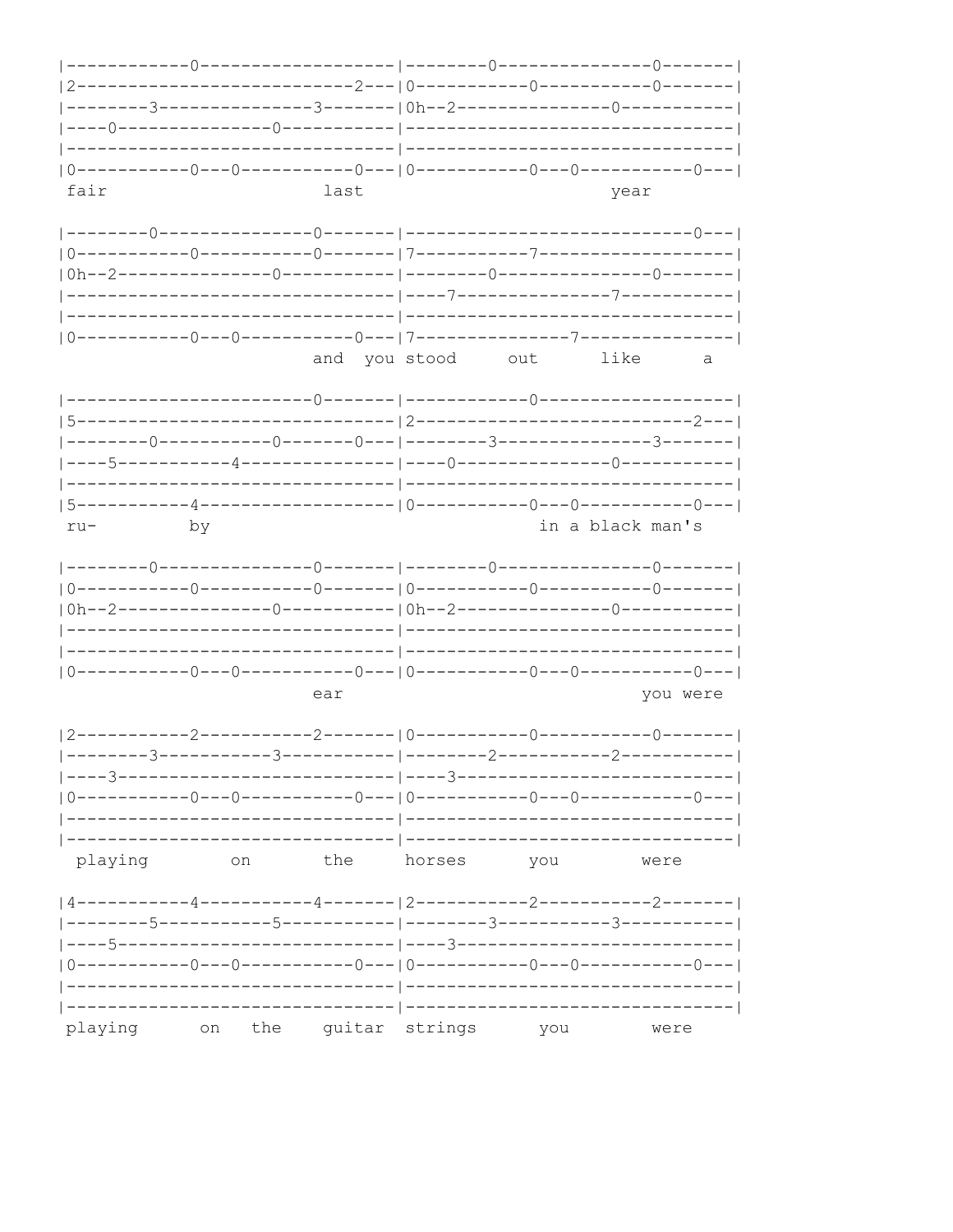```
|------------0-------------------|--------0---------------0-------|
|2---------------------------2---|0-----------0-----------0-------|
|--------3---------------3-------|0h--2---------------0-----------|
|----0---------------0-----------|--------------------------------|
|--------------------------------|--------------------------------|
|0-----------0---0-----------0---|0-----------0---0-----------0---|
 fair                    last                         year

|--------0---------------0-------|----------------------------0---|
|0-----------0-----------0-------|7-----------7-------------------|
|0h--2---------------0-----------|--------0---------------0-------|
|--------------------------------|----7---------------7-----------|
|--------------------------------|--------------------------------|
|0-----------0---0-----------0---|7---------------7---------------|
                        and  you stood     out      like      a

|------------------------0-------|------------0-------------------|
|5-------------------------------|2---------------------------2---|
|--------0-----------0-------0---|--------3---------------3-------|
|----5-----------4---------------|----0---------------0-----------|
|--------------------------------|--------------------------------|
|5-----------4-------------------|0-----------0---0-----------0---|
 ru-         by                            in a black man's

|--------0---------------0-------|--------0---------------0-------|
|0-----------0-----------0-------|0-----------0-----------0-------|
|0h--2---------------0-----------|0h--2---------------0-----------|
|--------------------------------|--------------------------------|
|--------------------------------|--------------------------------|
|0-----------0---0-----------0---|0-----------0---0-----------0---|
                        ear                               you were

|2-----------2-----------2-------|0-----------0-----------0-------|
|--------3-----------3-----------|--------2-----------2-----------|
|----3---------------------------|----3---------------------------|
|0-----------0---0-----------0---|0-----------0---0-----------0---|
|--------------------------------|--------------------------------|
|--------------------------------|--------------------------------|
  playing        on       the     horses      you        were

|4-----------4-----------4-------|2-----------2-----------2-------|
|--------5-----------5-----------|--------3-----------3-----------|
|----5---------------------------|----3---------------------------|
|0-----------0---0-----------0---|0-----------0---0-----------0---|
|--------------------------------|--------------------------------|
|--------------------------------|--------------------------------|
 playing      on   the    guitar  strings      you        were
```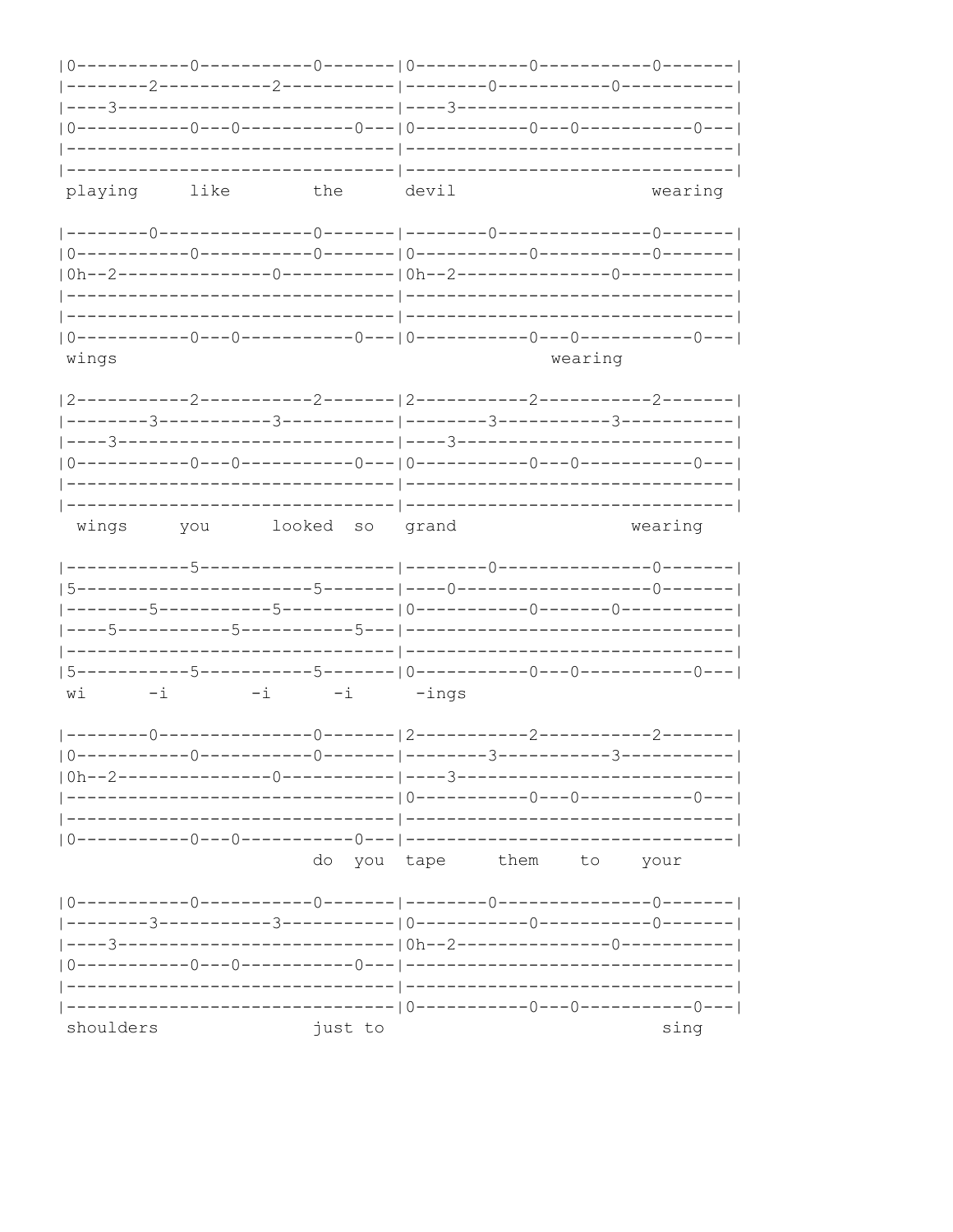```
|0-----------0-----------0-------|0-----------0-----------0-------|
|--------2-----------2-----------|--------0-----------0-----------|
|----3---------------------------|----3---------------------------|
|0-----------0---0-----------0---|0-----------0---0-----------0---|
|--------------------------------|--------------------------------|
|--------------------------------|--------------------------------|
 playing     like        the      devil                  wearing

|--------0---------------0-------|--------0---------------0-------|
|0-----------0-----------0-------|0-----------0-----------0-------|
|0h--2---------------0-----------|0h--2---------------0-----------|
|--------------------------------|--------------------------------|
|--------------------------------|--------------------------------|
|0-----------0---0-----------0---|0-----------0---0-----------0---|
 wings                                                wearing

|2-----------2-----------2-------|2-----------2-----------2-------|
|--------3-----------3-----------|--------3-----------3-----------|
|----3---------------------------|----3---------------------------|
|0-----------0---0-----------0---|0-----------0---0-----------0---|
|--------------------------------|--------------------------------|
|--------------------------------|--------------------------------|
  wings     you      looked  so   grand                 wearing

|------------5-------------------|--------0---------------0-------|
|5-----------------------5-------|----0-------------------0-------|
|--------5-----------5-----------|0-----------0-------0-----------|
|----5-----------5-----------5---|--------------------------------|
|--------------------------------|--------------------------------|
|5-----------5-----------5-------|0-----------0---0-----------0---|
 wi      -i        -i      -i      -ings

|--------0---------------0-------|2-----------2-----------2-------|
|0-----------0-----------0-------|--------3-----------3-----------|
|0h--2---------------0-----------|----3---------------------------|
|--------------------------------|0-----------0---0-----------0---|
|--------------------------------|--------------------------------|
|0-----------0---0-----------0---|--------------------------------|
                             do  you  tape     them    to    your

|0-----------0-----------0-------|--------0---------------0-------|
|--------3-----------3-----------|0-----------0-----------0-------|
|----3---------------------------|0h--2---------------0-----------|
|0-----------0---0-----------0---|--------------------------------|
|--------------------------------|--------------------------------|
|--------------------------------|0-----------0---0-----------0---|
 shoulders               just to                           sing
```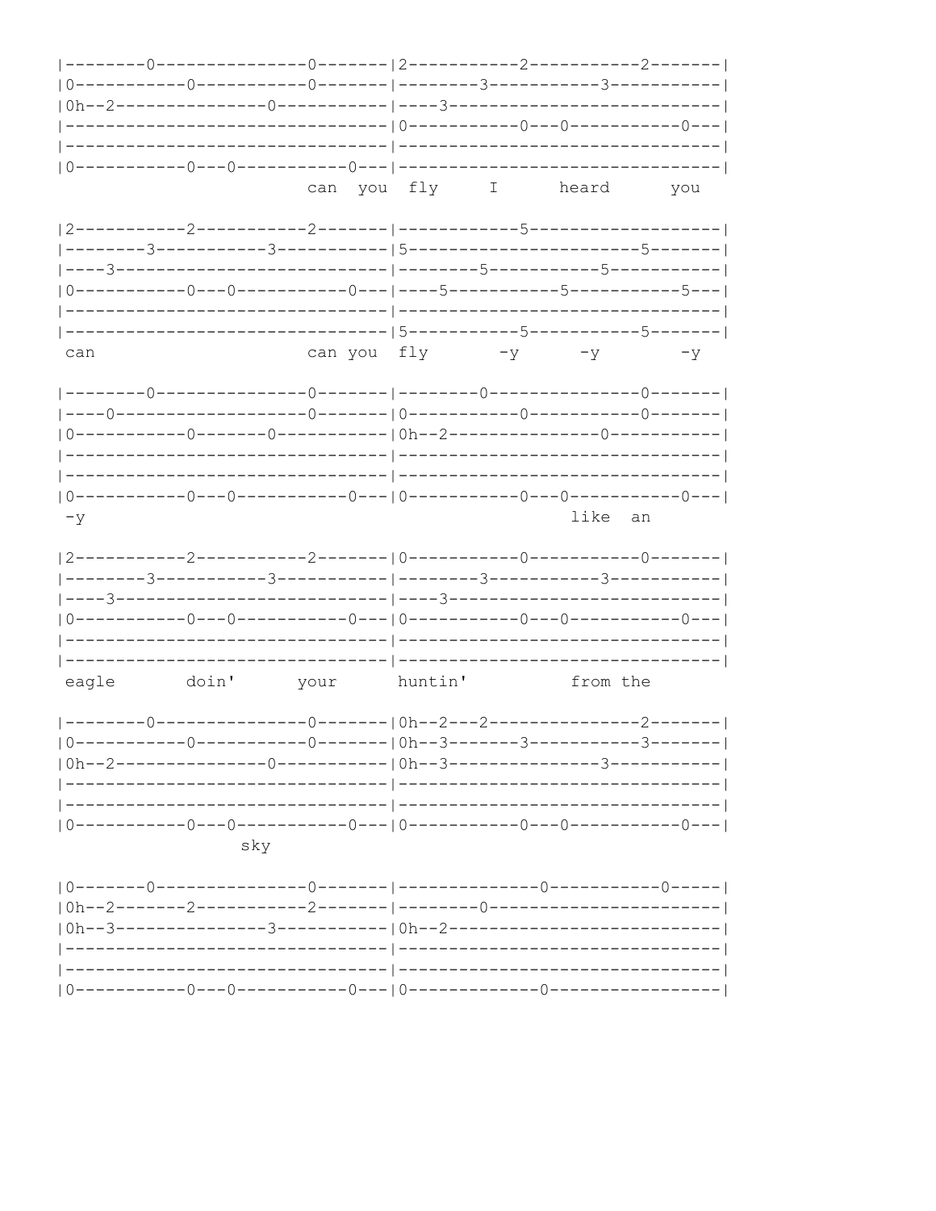```
|--------0---------------0-------|2-----------2-----------2-------|
|0-----------0-----------0-------|--------3-----------3-----------|
|0h--2---------------0-----------|----3---------------------------|
|--------------------------------|0-----------0---0-----------0---|
|--------------------------------|--------------------------------|
|0-----------0---0-----------0---|--------------------------------|
                        can  you  fly     I      heard      you

|2-----------2-----------2-------|------------5-------------------|
|--------3-----------3-----------|5-------------------5-----------|
|----3---------------------------|--------5-----------5-----------|
|0-----------0---0-----------0---|----5-----------5-----------5---|
|--------------------------------|--------------------------------|
|--------------------------------|5-----------5-----------5-------|
 can                    can you  fly       -y      -y        -y

|--------0---------------0-------|--------0---------------0-------|
|----0-------------------0-------|0-----------0-----------0-------|
|0-----------0-------0-----------|0h--2---------------0-----------|
|--------------------------------|--------------------------------|
|--------------------------------|--------------------------------|
|0-----------0---0-----------0---|0-----------0---0-----------0---|
 -y                                                like  an

|2-----------2-----------2-------|0-----------0-----------0-------|
|--------3-----------3-----------|--------3-----------3-----------|
|----3---------------------------|----3---------------------------|
|0-----------0---0-----------0---|0-----------0---0-----------0---|
|--------------------------------|--------------------------------|
|--------------------------------|--------------------------------|
 eagle       doin'      your      huntin'          from the

|--------0---------------0-------|0h--2---2---------------2-------|
|0-----------0-----------0-------|0h--3-------3-----------3-------|
|0h--2---------------0-----------|0h--3---------------3-----------|
|--------------------------------|--------------------------------|
|--------------------------------|--------------------------------|
|0-----------0---0-----------0---|0-----------0---0-----------0---|
                  sky

|0-------0---------------0-------|--------------0-----------0-----|
|0h--2-------2-----------2-------|--------0-----------------------|
|0h--3---------------3-----------|0h--2---------------------------|
|--------------------------------|--------------------------------|
|--------------------------------|--------------------------------|
|0-----------0---0-----------0---|0-------------0-----------------|
```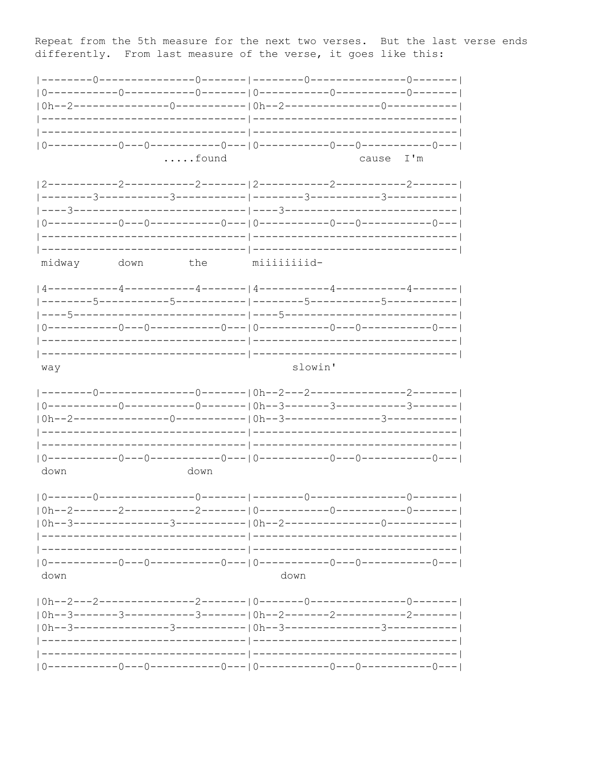Repeat from the 5th measure for the next two verses. But the last verse ends differently. From last measure of the verse, it goes like this:

```
|--------0---------------0-------|--------0---------------0-------|
|0-----------0-----------0-------|0-----------0-----------0-------|
|0h--2---------------0-----------|0h--2---------------0-----------|
|--------------------------------|--------------------------------|
|--------------------------------|--------------------------------|
|0-----------0---0-----------0---|0-----------0---0-----------0---|
                   .....found                       cause  I'm

|2-----------2-----------2-------|2-----------2-----------2-------|
|--------3-----------3-----------|--------3-----------3-----------|
|----3---------------------------|----3---------------------------|
|0-----------0---0-----------0---|0-----------0---0-----------0---|
|--------------------------------|--------------------------------|
|--------------------------------|--------------------------------|
 midway      down       the       miiiiiiid-

|4-----------4-----------4-------|4-----------4-----------4-------|
|--------5-----------5-----------|--------5-----------5-----------|
|----5---------------------------|----5---------------------------|
|0-----------0---0-----------0---|0-----------0---0-----------0---|
|--------------------------------|--------------------------------|
|--------------------------------|--------------------------------|
 way                                    slowin'

|--------0---------------0-------|0h--2---2---------------2-------|
|0-----------0-----------0-------|0h--3-------3-----------3-------|
|0h--2---------------0-----------|0h--3---------------3-----------|
|--------------------------------|--------------------------------|
|--------------------------------|--------------------------------|
|0-----------0---0-----------0---|0-----------0---0-----------0---|
 down                   down

|0-------0---------------0-------|--------0---------------0-------|
|0h--2-------2-----------2-------|0-----------0-----------0-------|
|0h--3---------------3-----------|0h--2---------------0-----------|
|--------------------------------|--------------------------------|
|--------------------------------|--------------------------------|
|0-----------0---0-----------0---|0-----------0---0-----------0---|
 down                                     down

|0h--2---2---------------2-------|0-------0---------------0-------|
|0h--3-------3-----------3-------|0h--2-------2-----------2-------|
|0h--3---------------3-----------|0h--3---------------3-----------|
|--------------------------------|--------------------------------|
|--------------------------------|--------------------------------|
|0-----------0---0-----------0---|0-----------0---0-----------0---|
```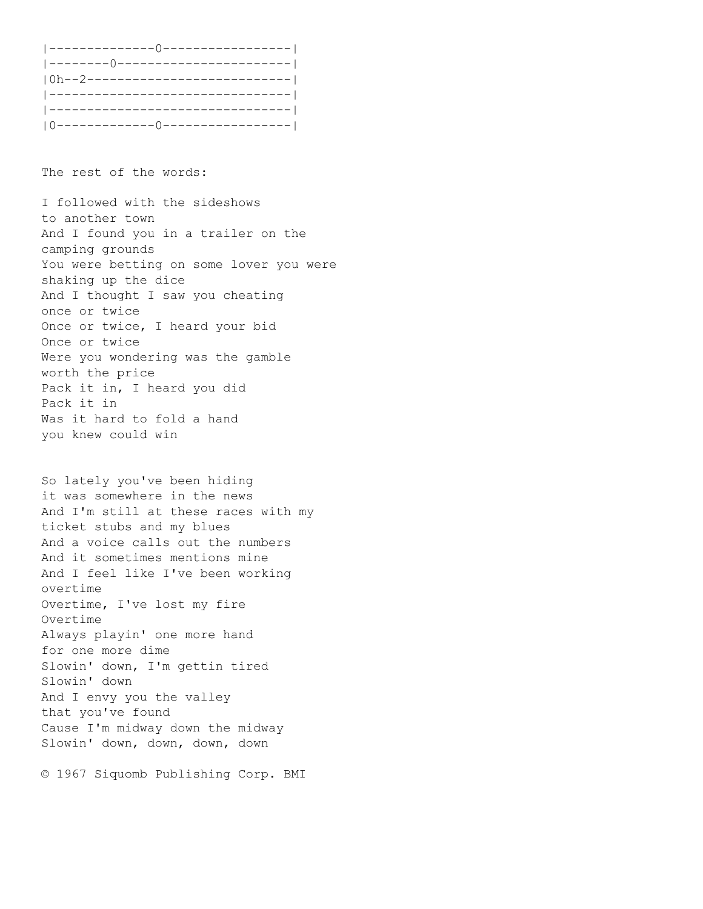```
|--------------0-----------------|
|--------0-----------------------|
|0h--2---------------------------|
|--------------------------------|
|--------------------------------|
|0-------------0-----------------|
```

The rest of the words:

I followed with the sideshows  
to another town  
And I found you in a trailer on the  
camping grounds  
You were betting on some lover you were  
shaking up the dice  
And I thought I saw you cheating  
once or twice  
Once or twice, I heard your bid  
Once or twice  
Were you wondering was the gamble  
worth the price  
Pack it in, I heard you did  
Pack it in  
Was it hard to fold a hand  
you knew could win

So lately you've been hiding  
it was somewhere in the news  
And I'm still at these races with my  
ticket stubs and my blues  
And a voice calls out the numbers  
And it sometimes mentions mine  
And I feel like I've been working  
overtime  
Overtime, I've lost my fire  
Overtime  
Always playin' one more hand  
for one more dime  
Slowin' down, I'm gettin tired  
Slowin' down  
And I envy you the valley  
that you've found  
Cause I'm midway down the midway  
Slowin' down, down, down, down

© 1967 Siquomb Publishing Corp. BMI